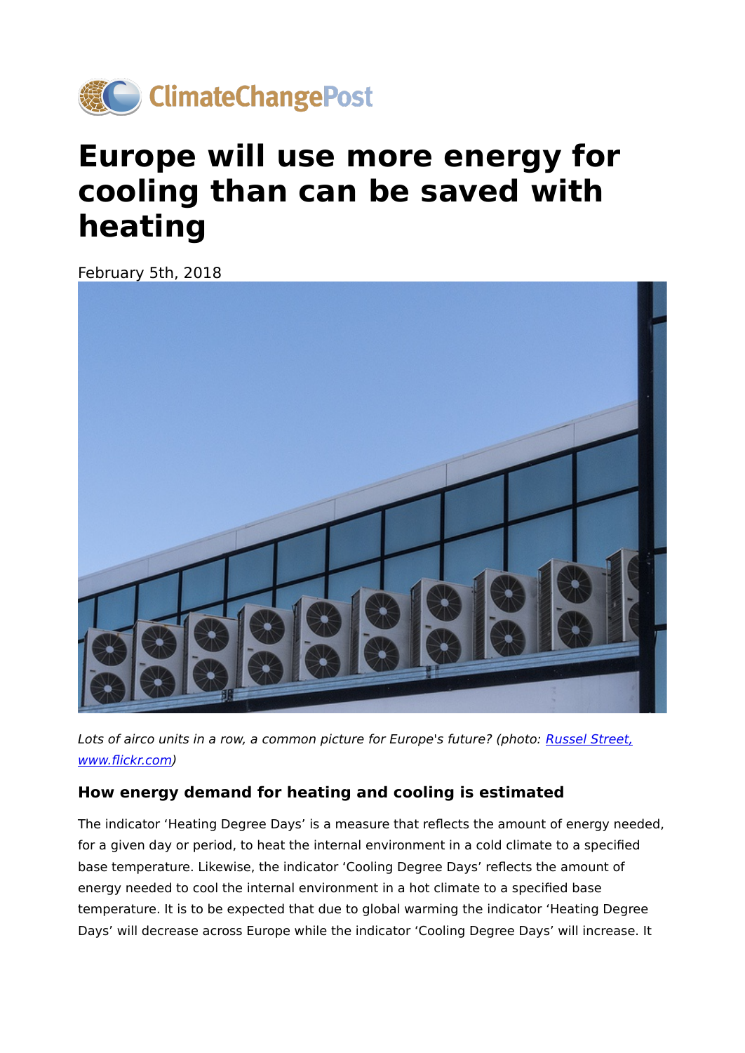ClimateChangePost

# Europe will use more energy for cooling than can be saved with heating

February 5th, 2018

*Lots of airco units in a row, a common picture for Europe's future? (photo: [Russel Street, www.flickr.com](www.flickr.com))*

### How energy demand for heating and cooling is estimated

The indicator 'Heating Degree Days' is a measure that reflects the amount of energy needed, for a given day or period, to heat the internal environment in a cold climate to a specified base temperature. Likewise, the indicator 'Cooling Degree Days' reflects the amount of energy needed to cool the internal environment in a hot climate to a specified base temperature. It is to be expected that due to global warming the indicator 'Heating Degree Days' will decrease across Europe while the indicator 'Cooling Degree Days' will increase. It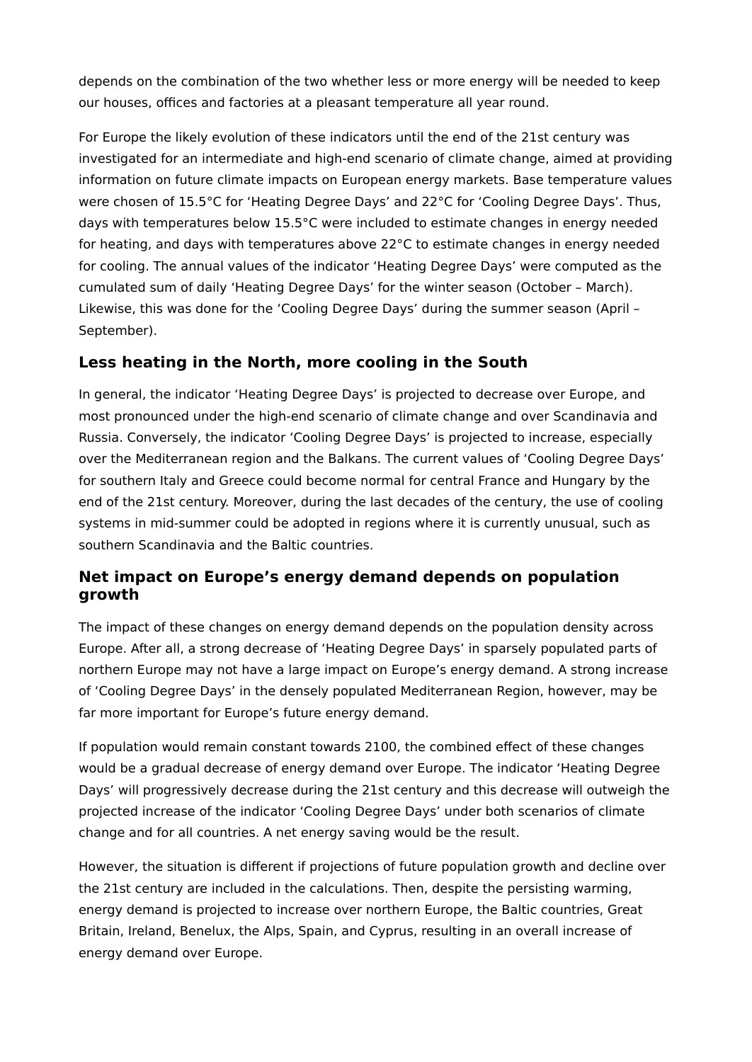depends on the combination of the two whether less or more energy will be needed to keep our houses, offices and factories at a pleasant temperature all year round.

For Europe the likely evolution of these indicators until the end of the 21st century was investigated for an intermediate and high-end scenario of climate change, aimed at providing information on future climate impacts on European energy markets. Base temperature values were chosen of 15.5°C for ‘Heating Degree Days’ and 22°C for ‘Cooling Degree Days’. Thus, days with temperatures below 15.5°C were included to estimate changes in energy needed for heating, and days with temperatures above 22°C to estimate changes in energy needed for cooling. The annual values of the indicator ‘Heating Degree Days’ were computed as the cumulated sum of daily ‘Heating Degree Days’ for the winter season (October – March). Likewise, this was done for the ‘Cooling Degree Days’ during the summer season (April – September).

## Less heating in the North, more cooling in the South

In general, the indicator ‘Heating Degree Days’ is projected to decrease over Europe, and most pronounced under the high-end scenario of climate change and over Scandinavia and Russia. Conversely, the indicator ‘Cooling Degree Days’ is projected to increase, especially over the Mediterranean region and the Balkans. The current values of ‘Cooling Degree Days’ for southern Italy and Greece could become normal for central France and Hungary by the end of the 21st century. Moreover, during the last decades of the century, the use of cooling systems in mid-summer could be adopted in regions where it is currently unusual, such as southern Scandinavia and the Baltic countries.

## Net impact on Europe’s energy demand depends on population growth

The impact of these changes on energy demand depends on the population density across Europe. After all, a strong decrease of ‘Heating Degree Days’ in sparsely populated parts of northern Europe may not have a large impact on Europe’s energy demand. A strong increase of ‘Cooling Degree Days’ in the densely populated Mediterranean Region, however, may be far more important for Europe’s future energy demand.

If population would remain constant towards 2100, the combined effect of these changes would be a gradual decrease of energy demand over Europe. The indicator ‘Heating Degree Days’ will progressively decrease during the 21st century and this decrease will outweigh the projected increase of the indicator ‘Cooling Degree Days’ under both scenarios of climate change and for all countries. A net energy saving would be the result.

However, the situation is different if projections of future population growth and decline over the 21st century are included in the calculations. Then, despite the persisting warming, energy demand is projected to increase over northern Europe, the Baltic countries, Great Britain, Ireland, Benelux, the Alps, Spain, and Cyprus, resulting in an overall increase of energy demand over Europe.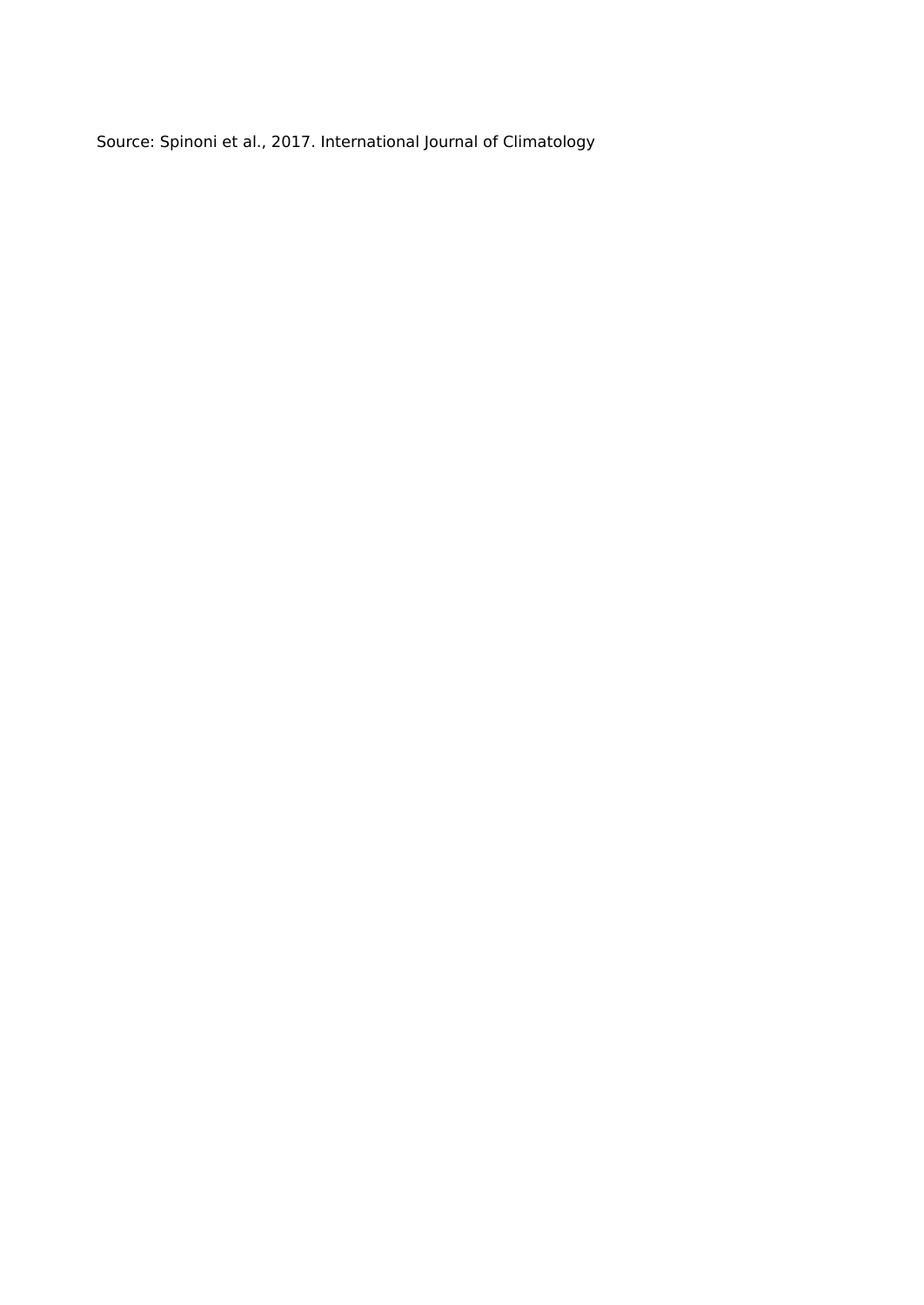Source: Spinoni et al., 2017. International Journal of Climatology